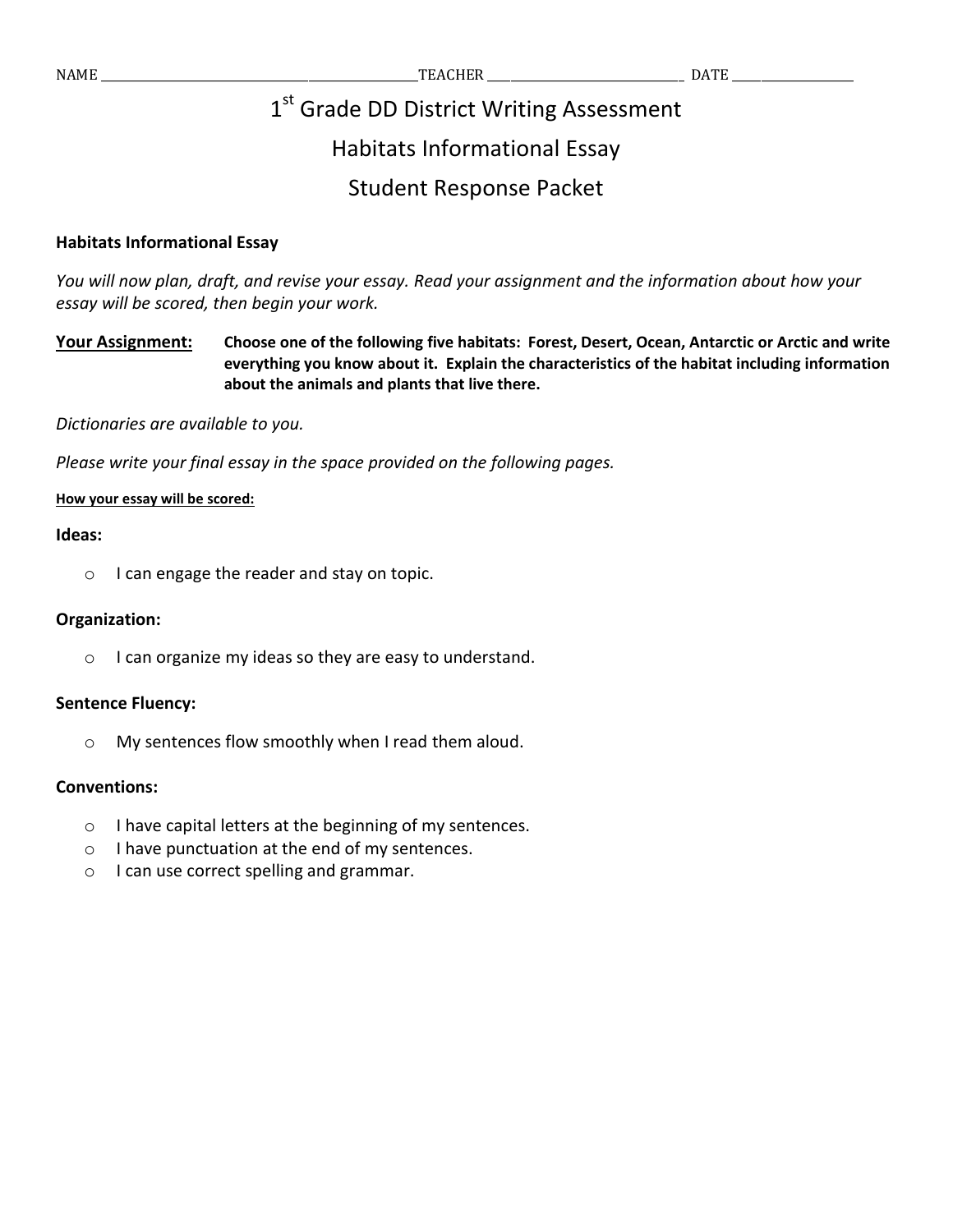NAME ______________________________ TEACHER ______________________________ DATE ______________

# 1st Grade DD District Writing Assessment

# Habitats Informational Essay

# Student Response Packet

**Habitats Informational Essay**

*You will now plan, draft, and revise your essay. Read your assignment and the information about how your essay will be scored, then begin your work.*

**Your Assignment:** **Choose one of the following five habitats: Forest, Desert, Ocean, Antarctic or Arctic and write everything you know about it. Explain the characteristics of the habitat including information about the animals and plants that live there.**

*Dictionaries are available to you.*

*Please write your final essay in the space provided on the following pages.*

**How your essay will be scored:**

**Ideas:**

- I can engage the reader and stay on topic.

**Organization:**

- I can organize my ideas so they are easy to understand.

**Sentence Fluency:**

- My sentences flow smoothly when I read them aloud.

**Conventions:**

- I have capital letters at the beginning of my sentences.
- I have punctuation at the end of my sentences.
- I can use correct spelling and grammar.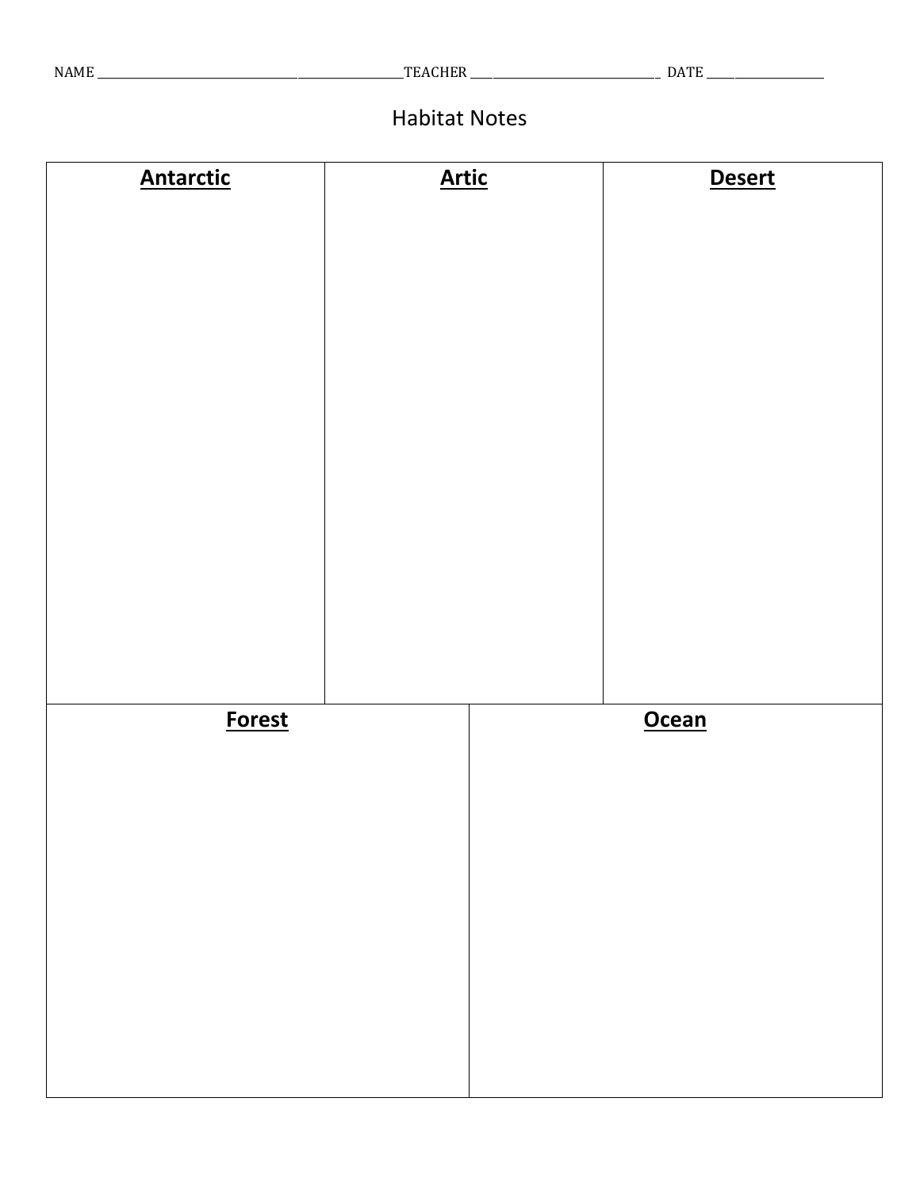NAME ______________________________TEACHER ______________________ DATE ______________

# Habitat Notes

| **Antarctic** | **Artic** | **Desert** |
|---|---|---|
| | | |

| **Forest** | **Ocean** |
|---|---|
| | |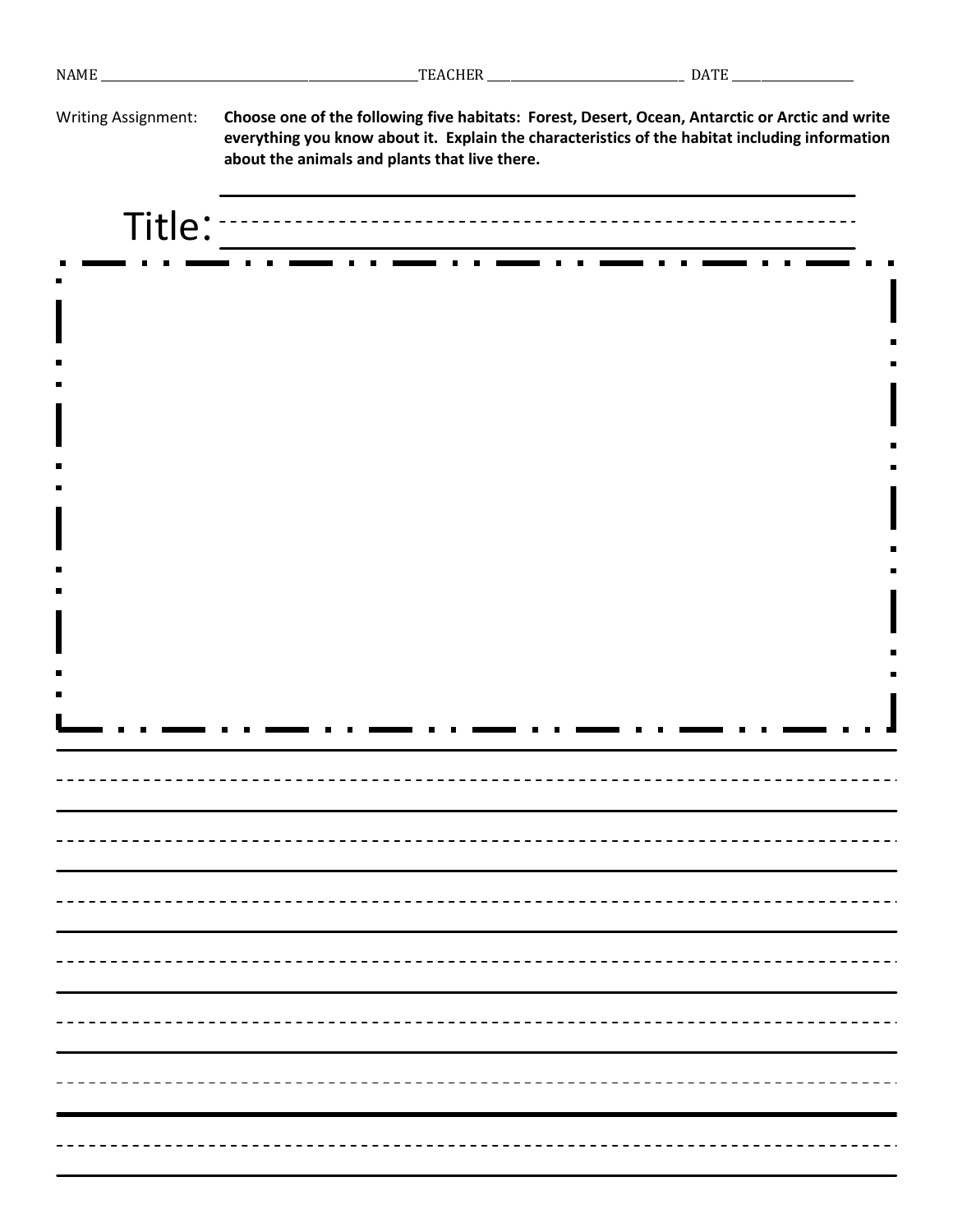NAME ______________________________ TEACHER ______________________ DATE ______________

Writing Assignment: **Choose one of the following five habitats: Forest, Desert, Ocean, Antarctic or Arctic and write everything you know about it. Explain the characteristics of the habitat including information about the animals and plants that live there.**

Title: ______________________________________________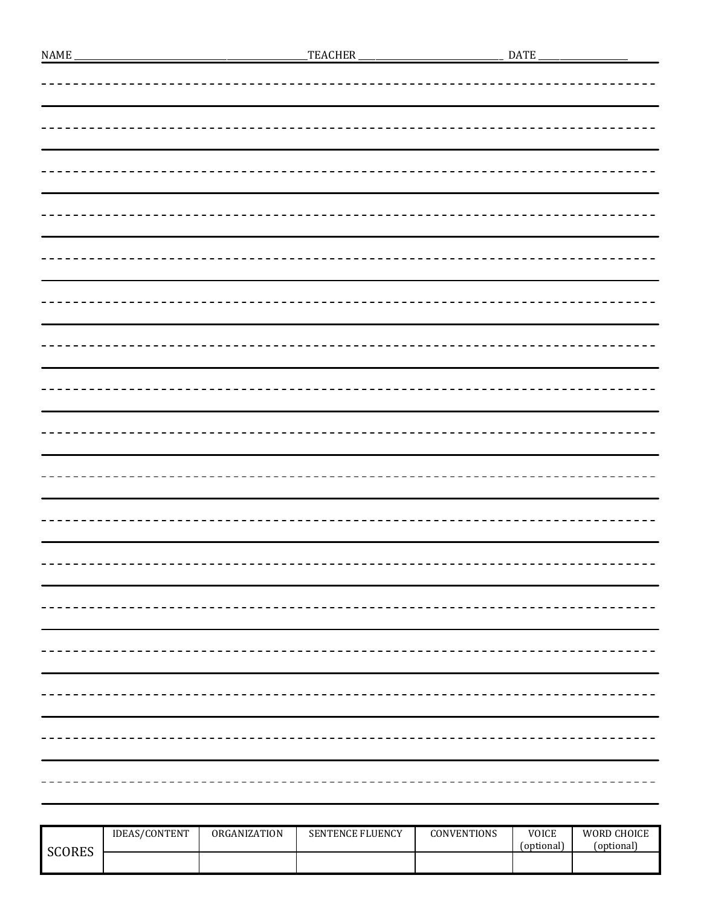NAME ______________________________________________TEACHER ______________________________ DATE ___________________

| SCORES | IDEAS/CONTENT | ORGANIZATION | SENTENCE FLUENCY | CONVENTIONS | VOICE (optional) | WORD CHOICE (optional) |
| --- | --- | --- | --- | --- | --- | --- |
| | | | | | | |